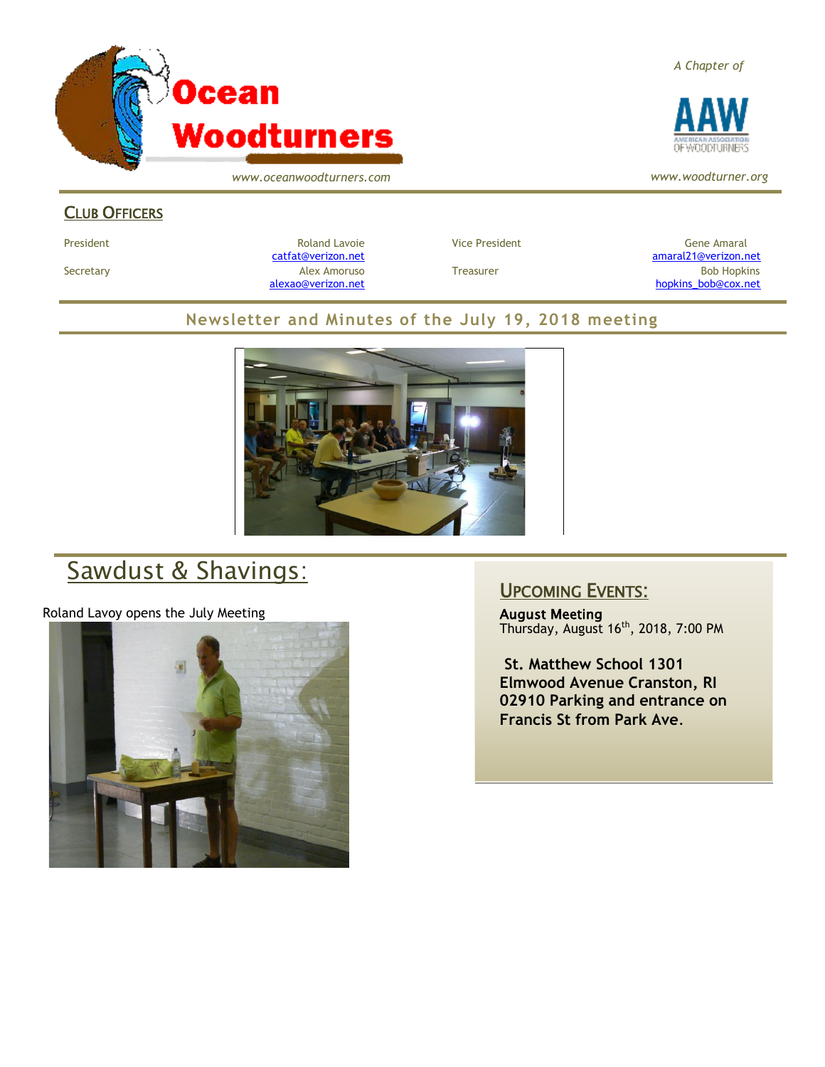# Ocean Woodturners

*www.oceanwoodturners.com*

*A Chapter of*

AAW — American Association of Woodturners

*www.woodturner.org*

## Club Officers

| | | | |
|---|---|---|---|
| President | Roland Lavoie catfat@verizon.net | Vice President | Gene Amaral amaral21@verizon.net |
| Secretary | Alex Amoruso alexao@verizon.net | Treasurer | Bob Hopkins hopkins_bob@cox.net |

## Newsletter and Minutes of the July 19, 2018 meeting

# Sawdust & Shavings:

Roland Lavoy opens the July Meeting

## Upcoming Events:

**August Meeting**
Thursday, August 16th, 2018, 7:00 PM

**St. Matthew School 1301 Elmwood Avenue Cranston, RI 02910 Parking and entrance on Francis St from Park Ave.**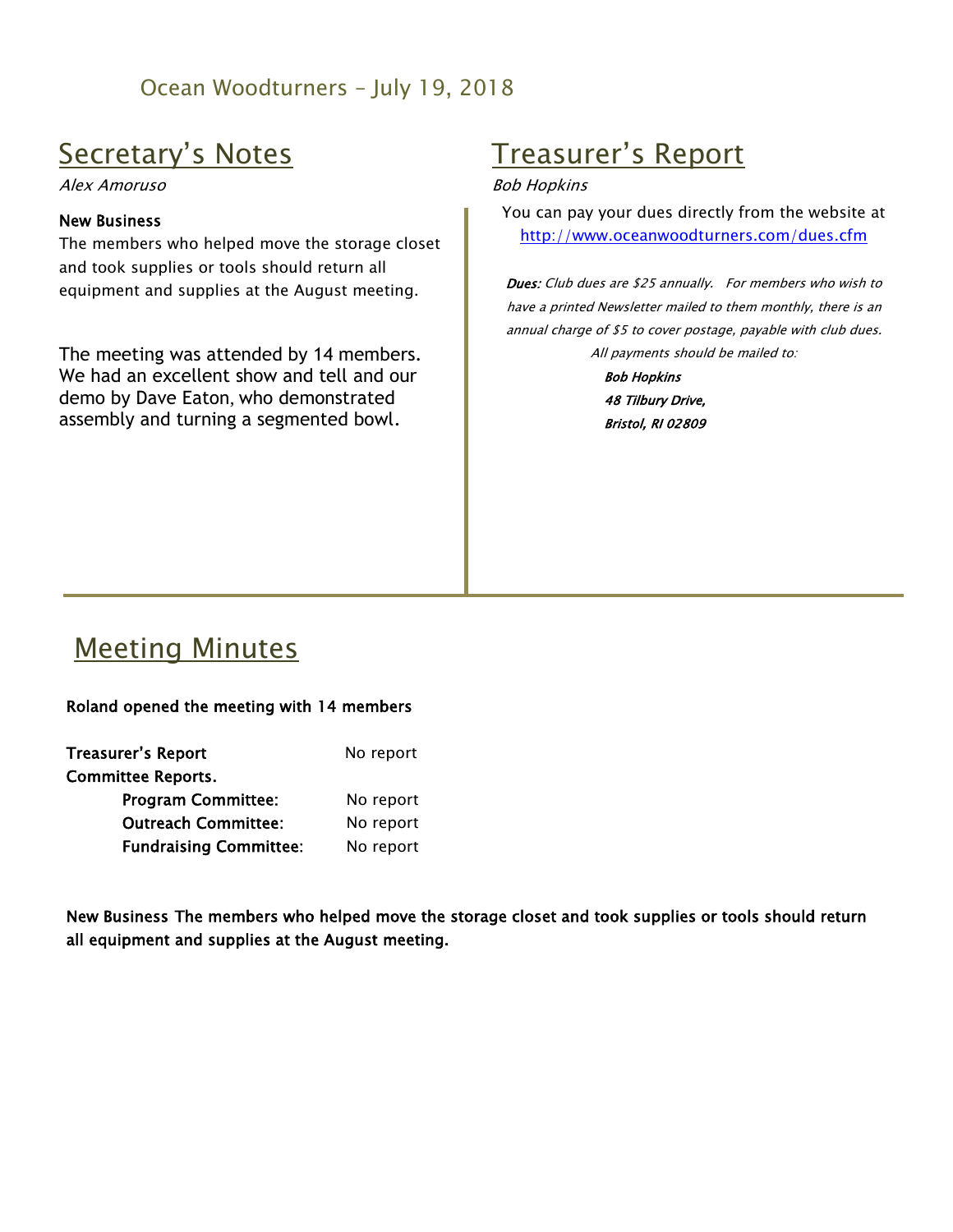Ocean Woodturners – July 19, 2018

## Secretary's Notes

*Alex Amoruso*

**New Business**

The members who helped move the storage closet and took supplies or tools should return all equipment and supplies at the August meeting.

The meeting was attended by 14 members. We had an excellent show and tell and our demo by Dave Eaton, who demonstrated assembly and turning a segmented bowl.

## Treasurer's Report

*Bob Hopkins*

You can pay your dues directly from the website at http://www.oceanwoodturners.com/dues.cfm

***Dues:*** *Club dues are $25 annually. For members who wish to have a printed Newsletter mailed to them monthly, there is an annual charge of $5 to cover postage, payable with club dues.*

*All payments should be mailed to:*

***Bob Hopkins***
***48 Tilbury Drive,***
***Bristol, RI 02809***

## Meeting Minutes

**Roland opened the meeting with 14 members**

**Treasurer's Report** No report

**Committee Reports.**

- **Program Committee:** No report
- **Outreach Committee:** No report
- **Fundraising Committee:** No report

**New Business The members who helped move the storage closet and took supplies or tools should return all equipment and supplies at the August meeting.**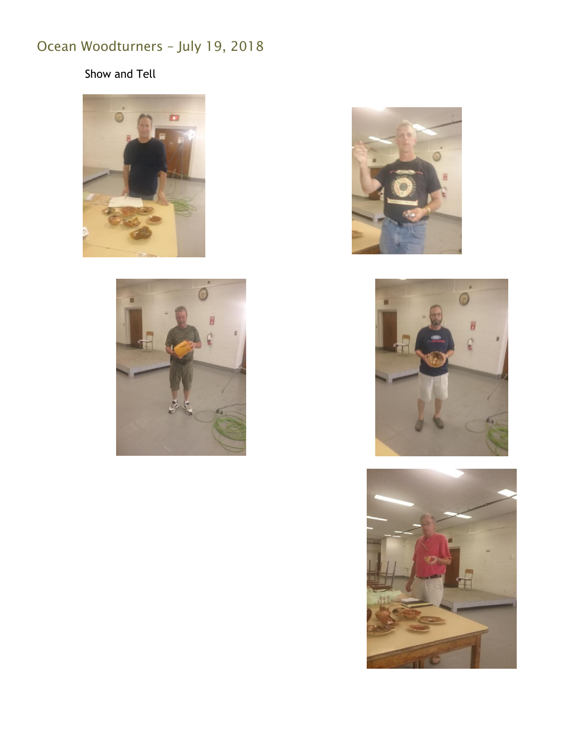# Ocean Woodturners – July 19, 2018

Show and Tell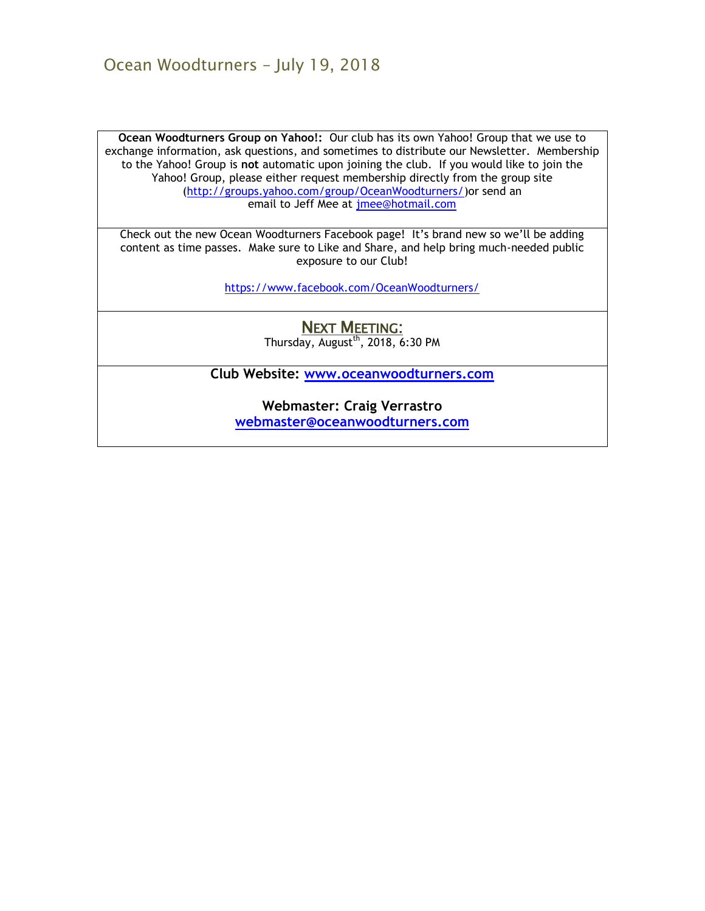**Ocean Woodturners Group on Yahoo!:** Our club has its own Yahoo! Group that we use to exchange information, ask questions, and sometimes to distribute our Newsletter. Membership to the Yahoo! Group is **not** automatic upon joining the club. If you would like to join the Yahoo! Group, please either request membership directly from the group site (http://groups.yahoo.com/group/OceanWoodturners/)or send an email to Jeff Mee at jmee@hotmail.com

Check out the new Ocean Woodturners Facebook page! It's brand new so we'll be adding content as time passes. Make sure to Like and Share, and help bring much-needed public exposure to our Club!

https://www.facebook.com/OceanWoodturners/

## NEXT MEETING:

Thursday, August[th], 2018, 6:30 PM

**Club Website: www.oceanwoodturners.com**

**Webmaster: Craig Verrastro**
**webmaster@oceanwoodturners.com**